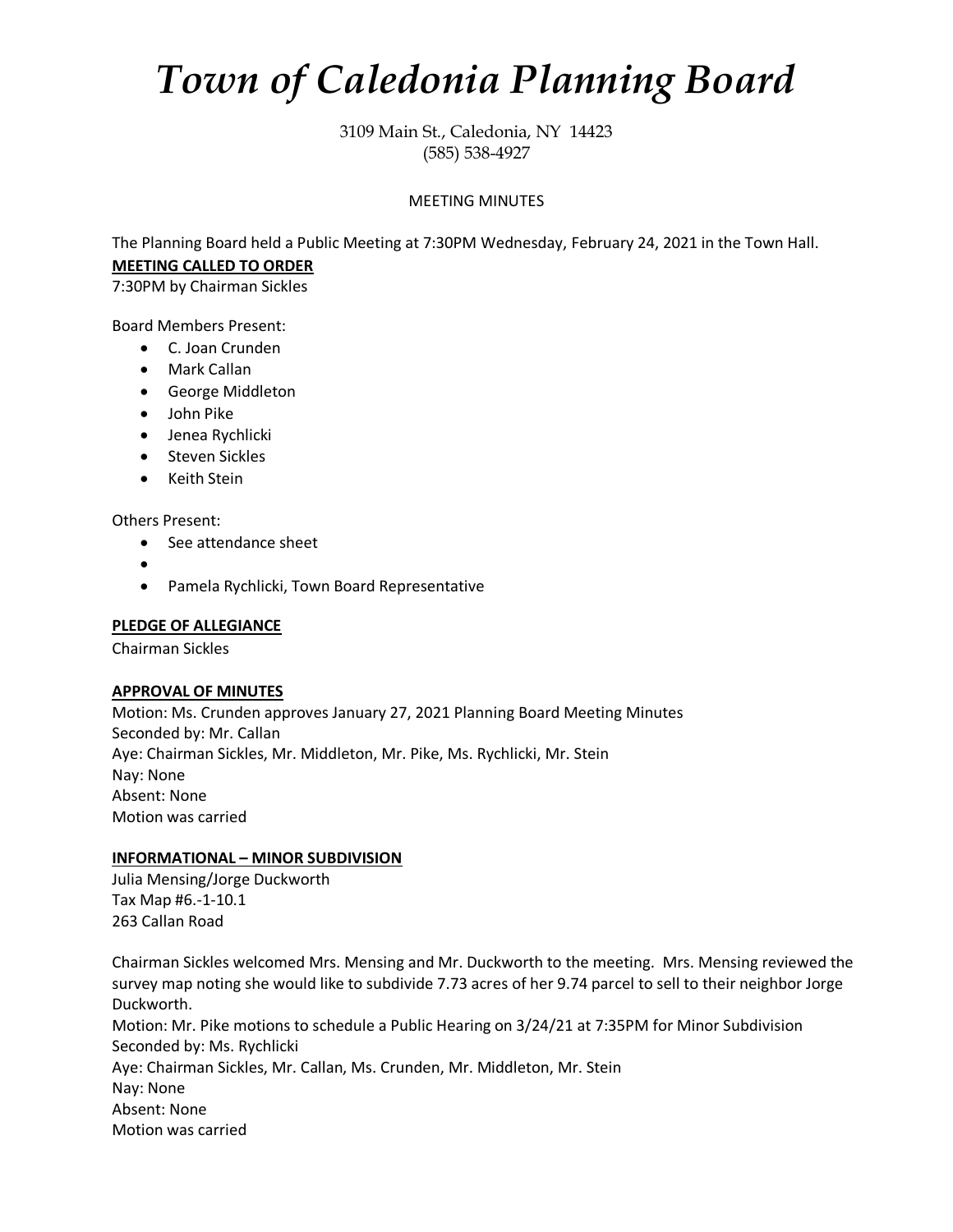# *Town of Caledonia Planning Board*

3109 Main St., Caledonia, NY 14423
(585) 538-4927

MEETING MINUTES

The Planning Board held a Public Meeting at 7:30PM Wednesday, February 24, 2021 in the Town Hall.

**MEETING CALLED TO ORDER**

7:30PM by Chairman Sickles

Board Members Present:

- C. Joan Crunden
- Mark Callan
- George Middleton
- John Pike
- Jenea Rychlicki
- Steven Sickles
- Keith Stein

Others Present:

- See attendance sheet
- 
- Pamela Rychlicki, Town Board Representative

**PLEDGE OF ALLEGIANCE**

Chairman Sickles

**APPROVAL OF MINUTES**

Motion: Ms. Crunden approves January 27, 2021 Planning Board Meeting Minutes
Seconded by: Mr. Callan
Aye: Chairman Sickles, Mr. Middleton, Mr. Pike, Ms. Rychlicki, Mr. Stein
Nay: None
Absent: None
Motion was carried

**INFORMATIONAL – MINOR SUBDIVISION**

Julia Mensing/Jorge Duckworth
Tax Map #6.-1-10.1
263 Callan Road

Chairman Sickles welcomed Mrs. Mensing and Mr. Duckworth to the meeting. Mrs. Mensing reviewed the survey map noting she would like to subdivide 7.73 acres of her 9.74 parcel to sell to their neighbor Jorge Duckworth.

Motion: Mr. Pike motions to schedule a Public Hearing on 3/24/21 at 7:35PM for Minor Subdivision
Seconded by: Ms. Rychlicki
Aye: Chairman Sickles, Mr. Callan, Ms. Crunden, Mr. Middleton, Mr. Stein
Nay: None
Absent: None
Motion was carried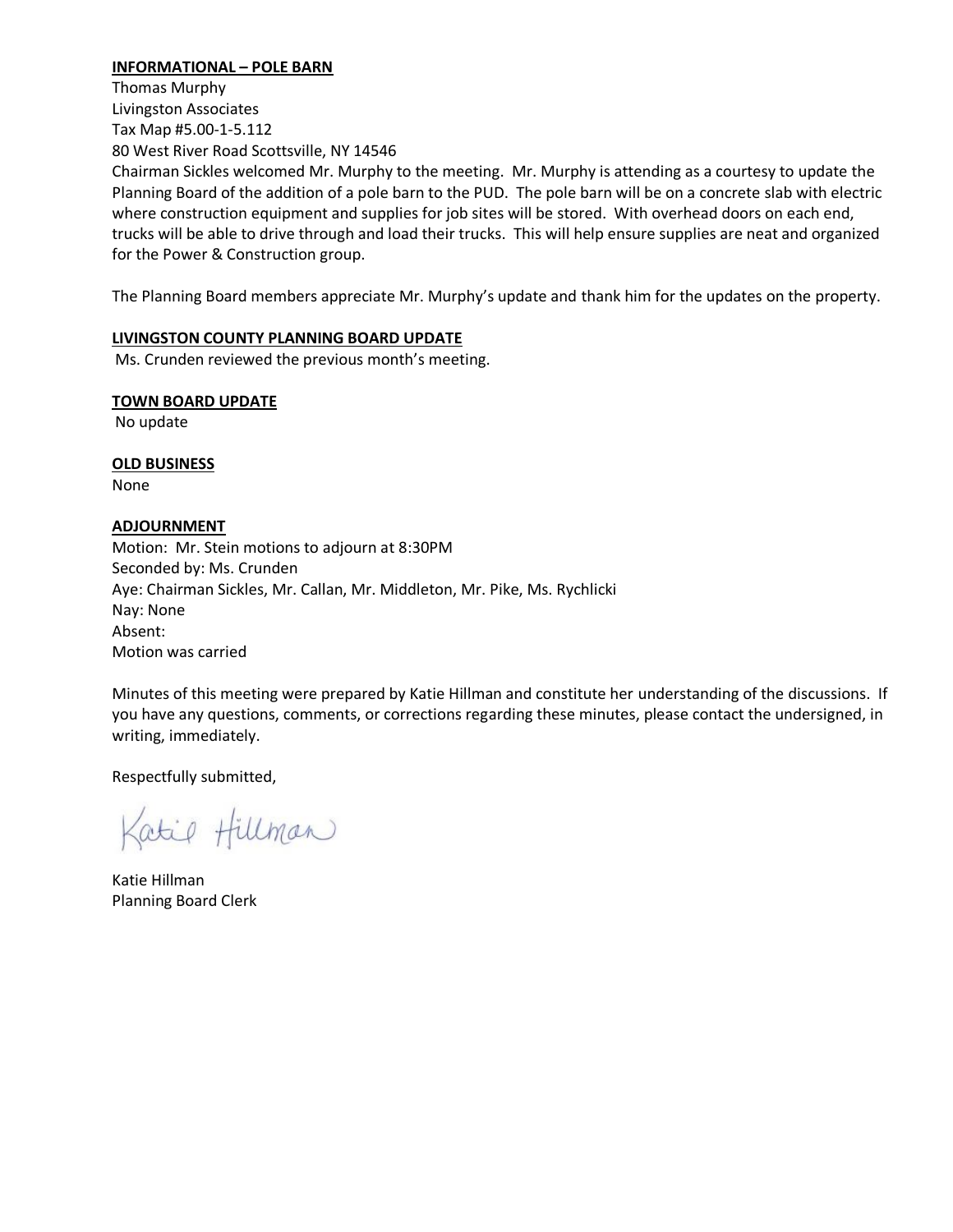**INFORMATIONAL – POLE BARN**

Thomas Murphy
Livingston Associates
Tax Map #5.00-1-5.112
80 West River Road Scottsville, NY 14546

Chairman Sickles welcomed Mr. Murphy to the meeting. Mr. Murphy is attending as a courtesy to update the Planning Board of the addition of a pole barn to the PUD. The pole barn will be on a concrete slab with electric where construction equipment and supplies for job sites will be stored. With overhead doors on each end, trucks will be able to drive through and load their trucks. This will help ensure supplies are neat and organized for the Power & Construction group.

The Planning Board members appreciate Mr. Murphy's update and thank him for the updates on the property.

**LIVINGSTON COUNTY PLANNING BOARD UPDATE**

Ms. Crunden reviewed the previous month's meeting.

**TOWN BOARD UPDATE**

No update

**OLD BUSINESS**

None

**ADJOURNMENT**

Motion: Mr. Stein motions to adjourn at 8:30PM
Seconded by: Ms. Crunden
Aye: Chairman Sickles, Mr. Callan, Mr. Middleton, Mr. Pike, Ms. Rychlicki
Nay: None
Absent:
Motion was carried

Minutes of this meeting were prepared by Katie Hillman and constitute her understanding of the discussions. If you have any questions, comments, or corrections regarding these minutes, please contact the undersigned, in writing, immediately.

Respectfully submitted,

Katie Hillman

Katie Hillman
Planning Board Clerk